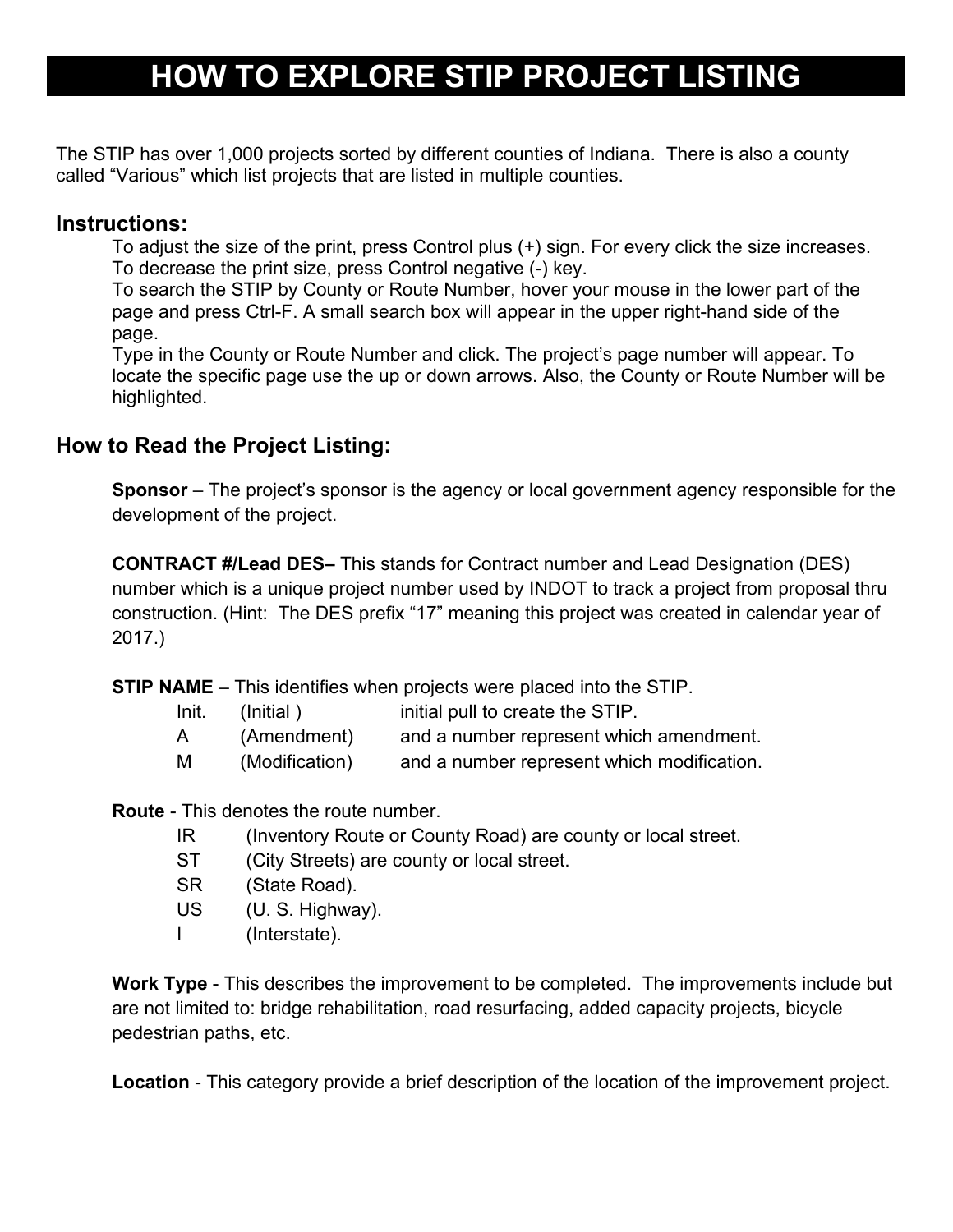# HOW TO EXPLORE STIP PROJECT LISTING

The STIP has over 1,000 projects sorted by different counties of Indiana. There is also a county called "Various" which list projects that are listed in multiple counties.

## Instructions:

To adjust the size of the print, press Control plus (+) sign. For every click the size increases. To decrease the print size, press Control negative (-) key.

To search the STIP by County or Route Number, hover your mouse in the lower part of the page and press Ctrl-F. A small search box will appear in the upper right-hand side of the page.

Type in the County or Route Number and click. The project's page number will appear. To locate the specific page use the up or down arrows. Also, the County or Route Number will be highlighted.

## How to Read the Project Listing:

**Sponsor** – The project's sponsor is the agency or local government agency responsible for the development of the project.

**CONTRACT #/Lead DES–** This stands for Contract number and Lead Designation (DES) number which is a unique project number used by INDOT to track a project from proposal thru construction. (Hint: The DES prefix "17" meaning this project was created in calendar year of 2017.)

**STIP NAME** – This identifies when projects were placed into the STIP.

| | | |
|---|---|---|
| Init. | (Initial ) | initial pull to create the STIP. |
| A | (Amendment) | and a number represent which amendment. |
| M | (Modification) | and a number represent which modification. |

**Route** - This denotes the route number.

| | |
|---|---|
| IR | (Inventory Route or County Road) are county or local street. |
| ST | (City Streets) are county or local street. |
| SR | (State Road). |
| US | (U. S. Highway). |
| I | (Interstate). |

**Work Type** - This describes the improvement to be completed. The improvements include but are not limited to: bridge rehabilitation, road resurfacing, added capacity projects, bicycle pedestrian paths, etc.

**Location** - This category provide a brief description of the location of the improvement project.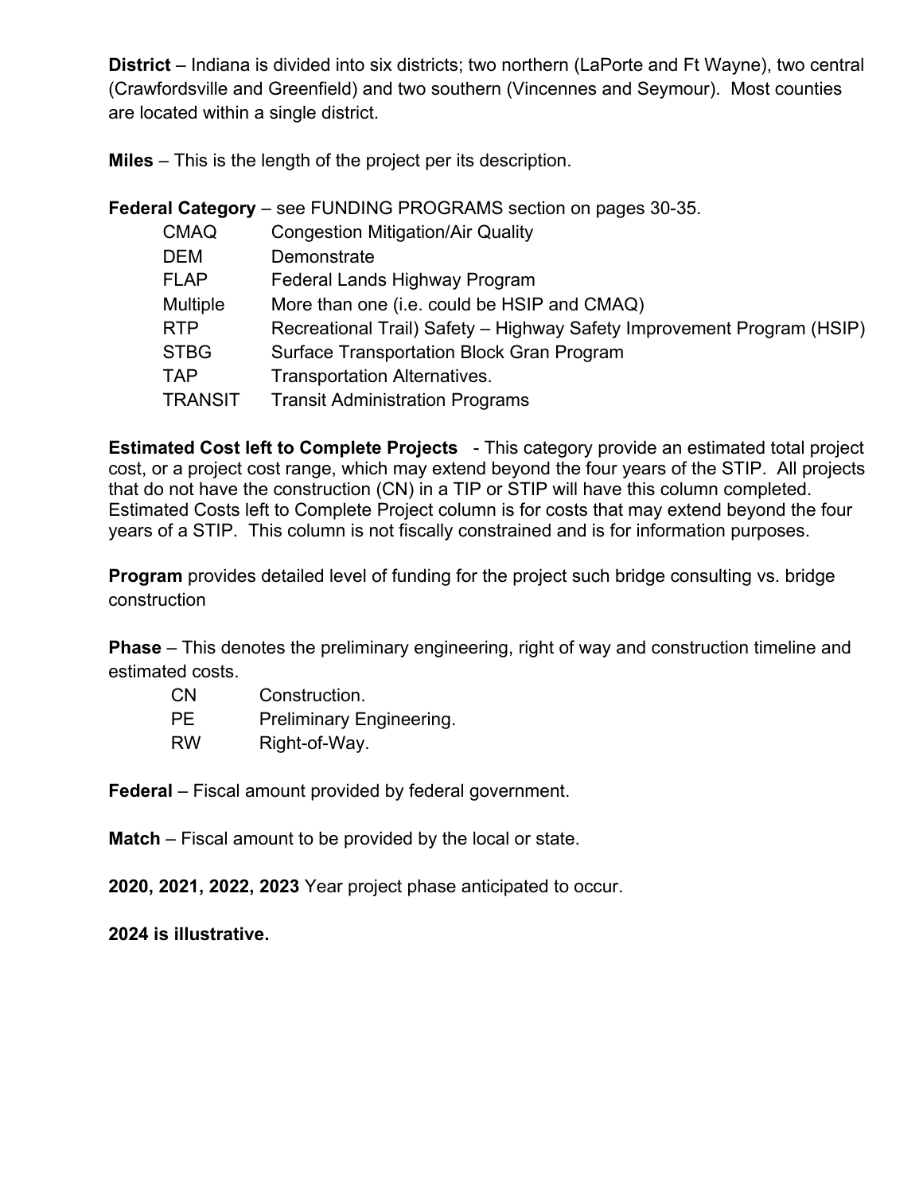**District** – Indiana is divided into six districts; two northern (LaPorte and Ft Wayne), two central (Crawfordsville and Greenfield) and two southern (Vincennes and Seymour). Most counties are located within a single district.

**Miles** – This is the length of the project per its description.

**Federal Category** – see FUNDING PROGRAMS section on pages 30-35.

| | |
|---|---|
| CMAQ | Congestion Mitigation/Air Quality |
| DEM | Demonstrate |
| FLAP | Federal Lands Highway Program |
| Multiple | More than one (i.e. could be HSIP and CMAQ) |
| RTP | Recreational Trail) Safety – Highway Safety Improvement Program (HSIP) |
| STBG | Surface Transportation Block Gran Program |
| TAP | Transportation Alternatives. |
| TRANSIT | Transit Administration Programs |

**Estimated Cost left to Complete Projects** - This category provide an estimated total project cost, or a project cost range, which may extend beyond the four years of the STIP. All projects that do not have the construction (CN) in a TIP or STIP will have this column completed. Estimated Costs left to Complete Project column is for costs that may extend beyond the four years of a STIP. This column is not fiscally constrained and is for information purposes.

**Program** provides detailed level of funding for the project such bridge consulting vs. bridge construction

**Phase** – This denotes the preliminary engineering, right of way and construction timeline and estimated costs.

| | |
|---|---|
| CN | Construction. |
| PE | Preliminary Engineering. |
| RW | Right-of-Way. |

**Federal** – Fiscal amount provided by federal government.

**Match** – Fiscal amount to be provided by the local or state.

**2020, 2021, 2022, 2023** Year project phase anticipated to occur.

**2024 is illustrative.**